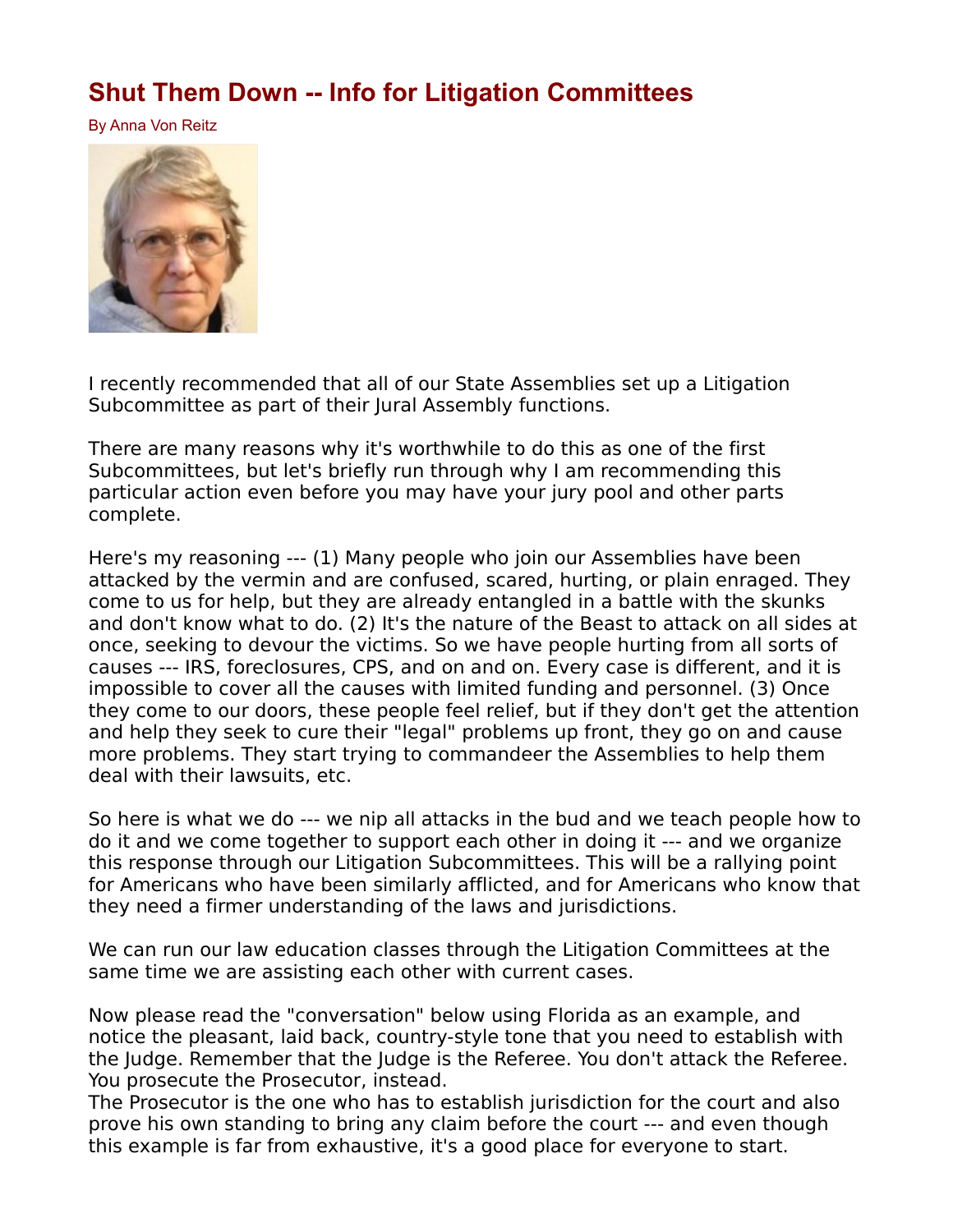# Shut Them Down -- Info for Litigation Committees

By Anna Von Reitz

I recently recommended that all of our State Assemblies set up a Litigation Subcommittee as part of their Jural Assembly functions.

There are many reasons why it's worthwhile to do this as one of the first Subcommittees, but let's briefly run through why I am recommending this particular action even before you may have your jury pool and other parts complete.

Here's my reasoning --- (1) Many people who join our Assemblies have been attacked by the vermin and are confused, scared, hurting, or plain enraged. They come to us for help, but they are already entangled in a battle with the skunks and don't know what to do. (2) It's the nature of the Beast to attack on all sides at once, seeking to devour the victims. So we have people hurting from all sorts of causes --- IRS, foreclosures, CPS, and on and on. Every case is different, and it is impossible to cover all the causes with limited funding and personnel. (3) Once they come to our doors, these people feel relief, but if they don't get the attention and help they seek to cure their "legal" problems up front, they go on and cause more problems. They start trying to commandeer the Assemblies to help them deal with their lawsuits, etc.

So here is what we do --- we nip all attacks in the bud and we teach people how to do it and we come together to support each other in doing it --- and we organize this response through our Litigation Subcommittees. This will be a rallying point for Americans who have been similarly afflicted, and for Americans who know that they need a firmer understanding of the laws and jurisdictions.

We can run our law education classes through the Litigation Committees at the same time we are assisting each other with current cases.

Now please read the "conversation" below using Florida as an example, and notice the pleasant, laid back, country-style tone that you need to establish with the Judge. Remember that the Judge is the Referee. You don't attack the Referee. You prosecute the Prosecutor, instead.
The Prosecutor is the one who has to establish jurisdiction for the court and also prove his own standing to bring any claim before the court --- and even though this example is far from exhaustive, it's a good place for everyone to start.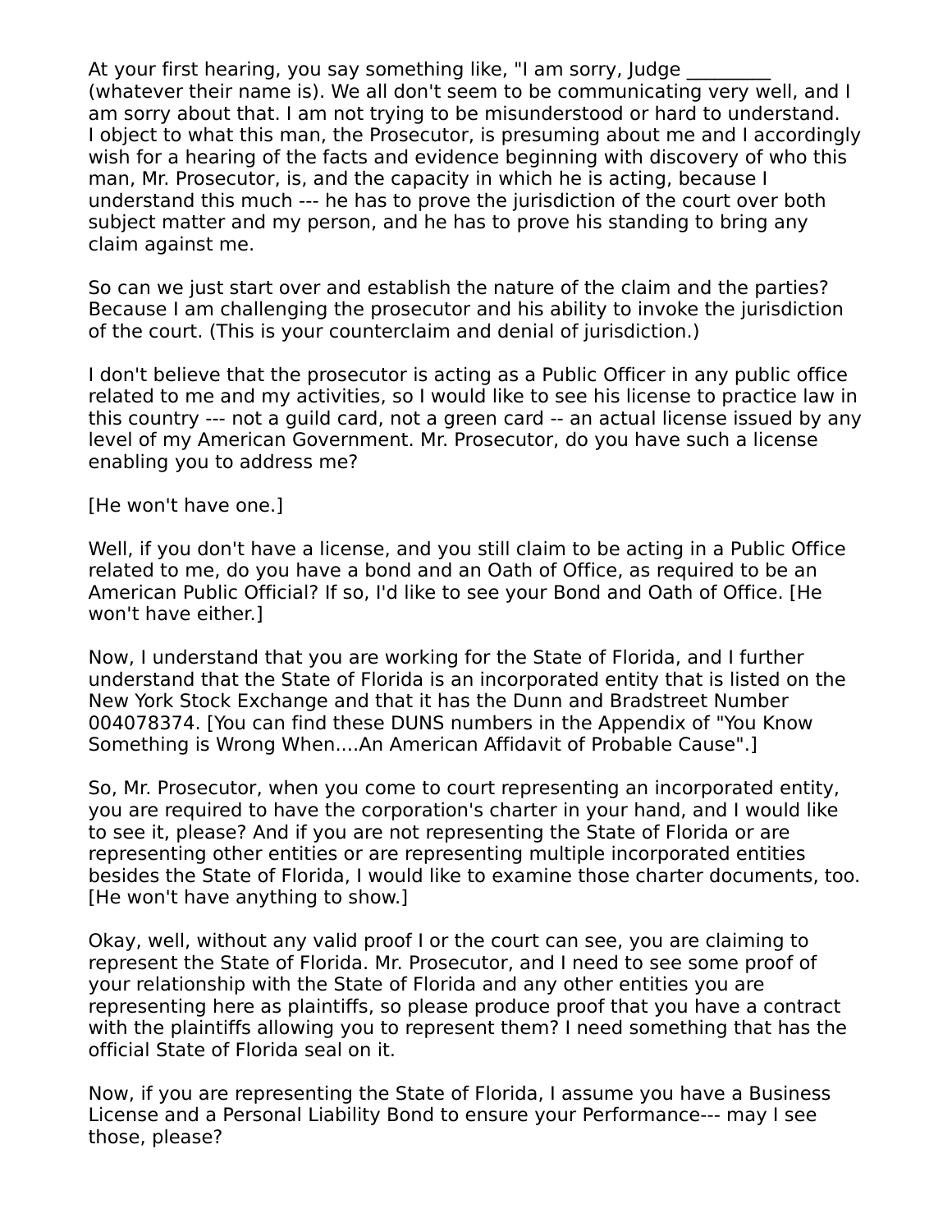At your first hearing, you say something like, "I am sorry, Judge _________ (whatever their name is). We all don't seem to be communicating very well, and I am sorry about that. I am not trying to be misunderstood or hard to understand. I object to what this man, the Prosecutor, is presuming about me and I accordingly wish for a hearing of the facts and evidence beginning with discovery of who this man, Mr. Prosecutor, is, and the capacity in which he is acting, because I understand this much --- he has to prove the jurisdiction of the court over both subject matter and my person, and he has to prove his standing to bring any claim against me.

So can we just start over and establish the nature of the claim and the parties? Because I am challenging the prosecutor and his ability to invoke the jurisdiction of the court. (This is your counterclaim and denial of jurisdiction.)

I don't believe that the prosecutor is acting as a Public Officer in any public office related to me and my activities, so I would like to see his license to practice law in this country --- not a guild card, not a green card -- an actual license issued by any level of my American Government. Mr. Prosecutor, do you have such a license enabling you to address me?

[He won't have one.]

Well, if you don't have a license, and you still claim to be acting in a Public Office related to me, do you have a bond and an Oath of Office, as required to be an American Public Official? If so, I'd like to see your Bond and Oath of Office. [He won't have either.]

Now, I understand that you are working for the State of Florida, and I further understand that the State of Florida is an incorporated entity that is listed on the New York Stock Exchange and that it has the Dunn and Bradstreet Number 004078374. [You can find these DUNS numbers in the Appendix of "You Know Something is Wrong When....An American Affidavit of Probable Cause".]

So, Mr. Prosecutor, when you come to court representing an incorporated entity, you are required to have the corporation's charter in your hand, and I would like to see it, please? And if you are not representing the State of Florida or are representing other entities or are representing multiple incorporated entities besides the State of Florida, I would like to examine those charter documents, too. [He won't have anything to show.]

Okay, well, without any valid proof I or the court can see, you are claiming to represent the State of Florida. Mr. Prosecutor, and I need to see some proof of your relationship with the State of Florida and any other entities you are representing here as plaintiffs, so please produce proof that you have a contract with the plaintiffs allowing you to represent them? I need something that has the official State of Florida seal on it.

Now, if you are representing the State of Florida, I assume you have a Business License and a Personal Liability Bond to ensure your Performance--- may I see those, please?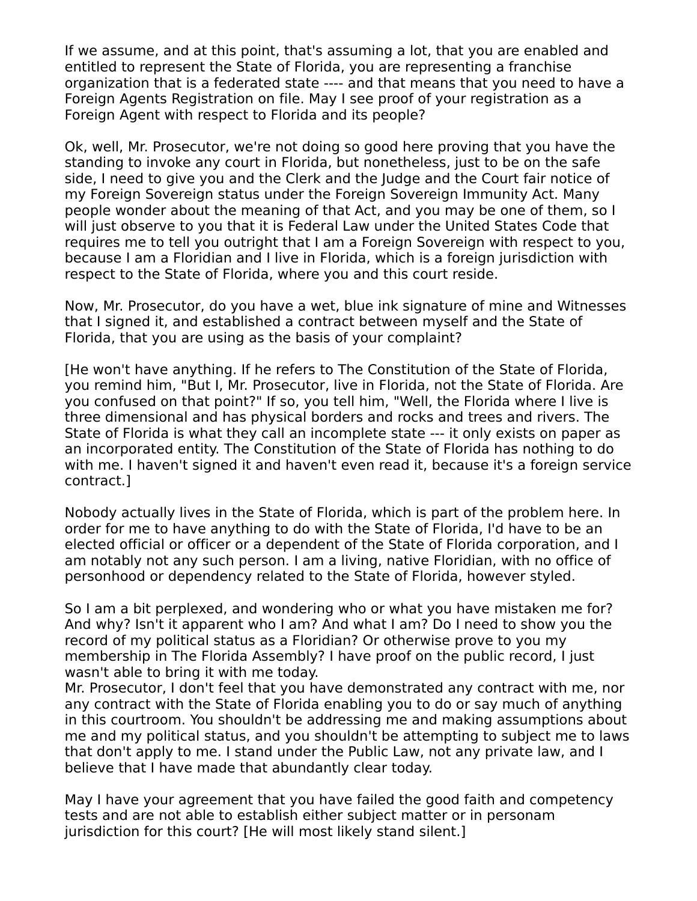If we assume, and at this point, that's assuming a lot, that you are enabled and entitled to represent the State of Florida, you are representing a franchise organization that is a federated state ---- and that means that you need to have a Foreign Agents Registration on file. May I see proof of your registration as a Foreign Agent with respect to Florida and its people?

Ok, well, Mr. Prosecutor, we're not doing so good here proving that you have the standing to invoke any court in Florida, but nonetheless, just to be on the safe side, I need to give you and the Clerk and the Judge and the Court fair notice of my Foreign Sovereign status under the Foreign Sovereign Immunity Act. Many people wonder about the meaning of that Act, and you may be one of them, so I will just observe to you that it is Federal Law under the United States Code that requires me to tell you outright that I am a Foreign Sovereign with respect to you, because I am a Floridian and I live in Florida, which is a foreign jurisdiction with respect to the State of Florida, where you and this court reside.

Now, Mr. Prosecutor, do you have a wet, blue ink signature of mine and Witnesses that I signed it, and established a contract between myself and the State of Florida, that you are using as the basis of your complaint?

[He won't have anything. If he refers to The Constitution of the State of Florida, you remind him, "But I, Mr. Prosecutor, live in Florida, not the State of Florida. Are you confused on that point?" If so, you tell him, "Well, the Florida where I live is three dimensional and has physical borders and rocks and trees and rivers. The State of Florida is what they call an incomplete state --- it only exists on paper as an incorporated entity. The Constitution of the State of Florida has nothing to do with me. I haven't signed it and haven't even read it, because it's a foreign service contract.]

Nobody actually lives in the State of Florida, which is part of the problem here. In order for me to have anything to do with the State of Florida, I'd have to be an elected official or officer or a dependent of the State of Florida corporation, and I am notably not any such person. I am a living, native Floridian, with no office of personhood or dependency related to the State of Florida, however styled.

So I am a bit perplexed, and wondering who or what you have mistaken me for? And why? Isn't it apparent who I am? And what I am? Do I need to show you the record of my political status as a Floridian? Or otherwise prove to you my membership in The Florida Assembly? I have proof on the public record, I just wasn't able to bring it with me today.
Mr. Prosecutor, I don't feel that you have demonstrated any contract with me, nor any contract with the State of Florida enabling you to do or say much of anything in this courtroom. You shouldn't be addressing me and making assumptions about me and my political status, and you shouldn't be attempting to subject me to laws that don't apply to me. I stand under the Public Law, not any private law, and I believe that I have made that abundantly clear today.

May I have your agreement that you have failed the good faith and competency tests and are not able to establish either subject matter or in personam jurisdiction for this court? [He will most likely stand silent.]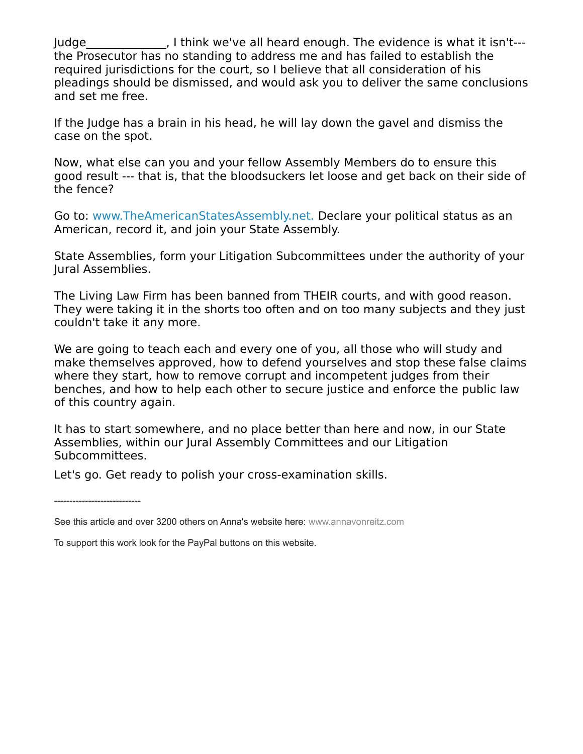Judge_____________, I think we've all heard enough. The evidence is what it isn't---the Prosecutor has no standing to address me and has failed to establish the required jurisdictions for the court, so I believe that all consideration of his pleadings should be dismissed, and would ask you to deliver the same conclusions and set me free.

If the Judge has a brain in his head, he will lay down the gavel and dismiss the case on the spot.

Now, what else can you and your fellow Assembly Members do to ensure this good result --- that is, that the bloodsuckers let loose and get back on their side of the fence?

Go to: www.TheAmericanStatesAssembly.net. Declare your political status as an American, record it, and join your State Assembly.

State Assemblies, form your Litigation Subcommittees under the authority of your Jural Assemblies.

The Living Law Firm has been banned from THEIR courts, and with good reason. They were taking it in the shorts too often and on too many subjects and they just couldn't take it any more.

We are going to teach each and every one of you, all those who will study and make themselves approved, how to defend yourselves and stop these false claims where they start, how to remove corrupt and incompetent judges from their benches, and how to help each other to secure justice and enforce the public law of this country again.

It has to start somewhere, and no place better than here and now, in our State Assemblies, within our Jural Assembly Committees and our Litigation Subcommittees.

Let's go. Get ready to polish your cross-examination skills.

----------------------------

See this article and over 3200 others on Anna's website here: www.annavonreitz.com

To support this work look for the PayPal buttons on this website.